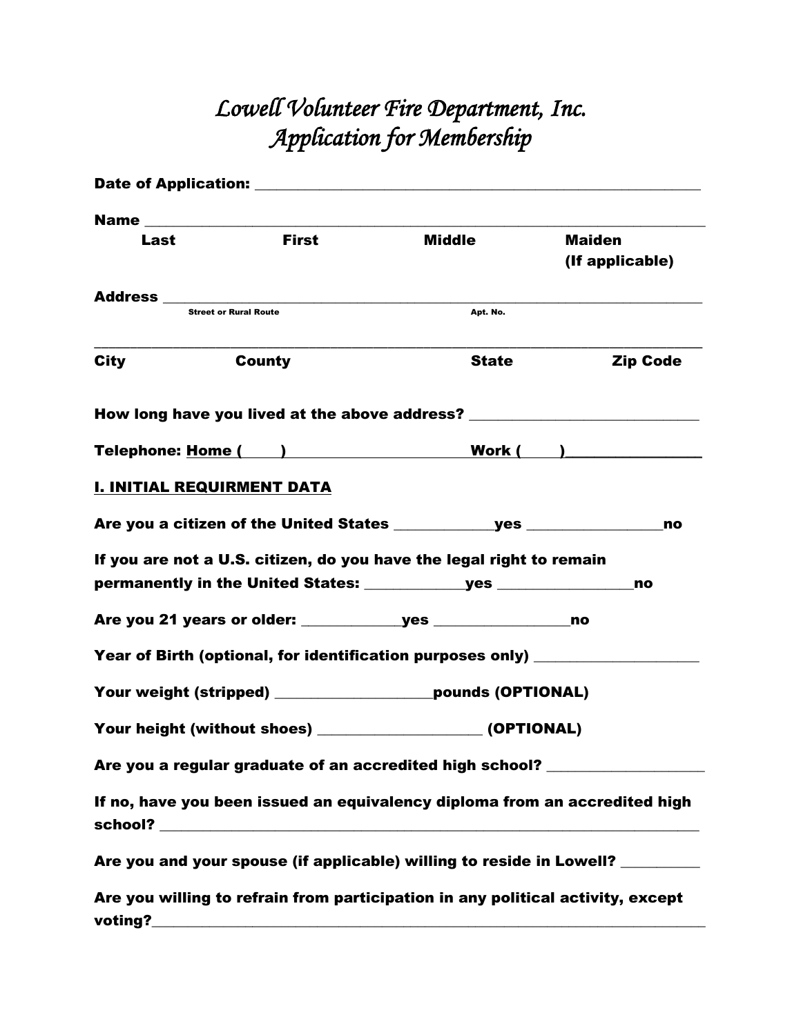# *Lowell Volunteer Fire Department, Inc.*
# *Application for Membership*

**Date of Application:** ____________________________________________

**Name** ____________________________________________________________

| **Last** | **First** | **Middle** | **Maiden (If applicable)** |
|---|---|---|---|

**Address** __________________________________________________________

Street or Rural Route — Apt. No.

______________________________________________________________________

| **City** | **County** | **State** | **Zip Code** |
|---|---|---|---|

**How long have you lived at the above address?** ______________________

**Telephone: Home ( )** ____________________ **Work ( )** ______________

**I. INITIAL REQUIRMENT DATA**

**Are you a citizen of the United States** __________**yes** ____________**no**

**If you are not a U.S. citizen, do you have the legal right to remain permanently in the United States:** __________**yes** ____________**no**

**Are you 21 years or older:** __________**yes** ____________**no**

**Year of Birth (optional, for identification purposes only)** ________________

**Your weight (stripped)** ________________**pounds (OPTIONAL)**

**Your height (without shoes)** ________________ **(OPTIONAL)**

**Are you a regular graduate of an accredited high school?** ______________

**If no, have you been issued an equivalency diploma from an accredited high school?** ________________________________________________

**Are you and your spouse (if applicable) willing to reside in Lowell?** ________

**Are you willing to refrain from participation in any political activity, except voting?**____________________________________________________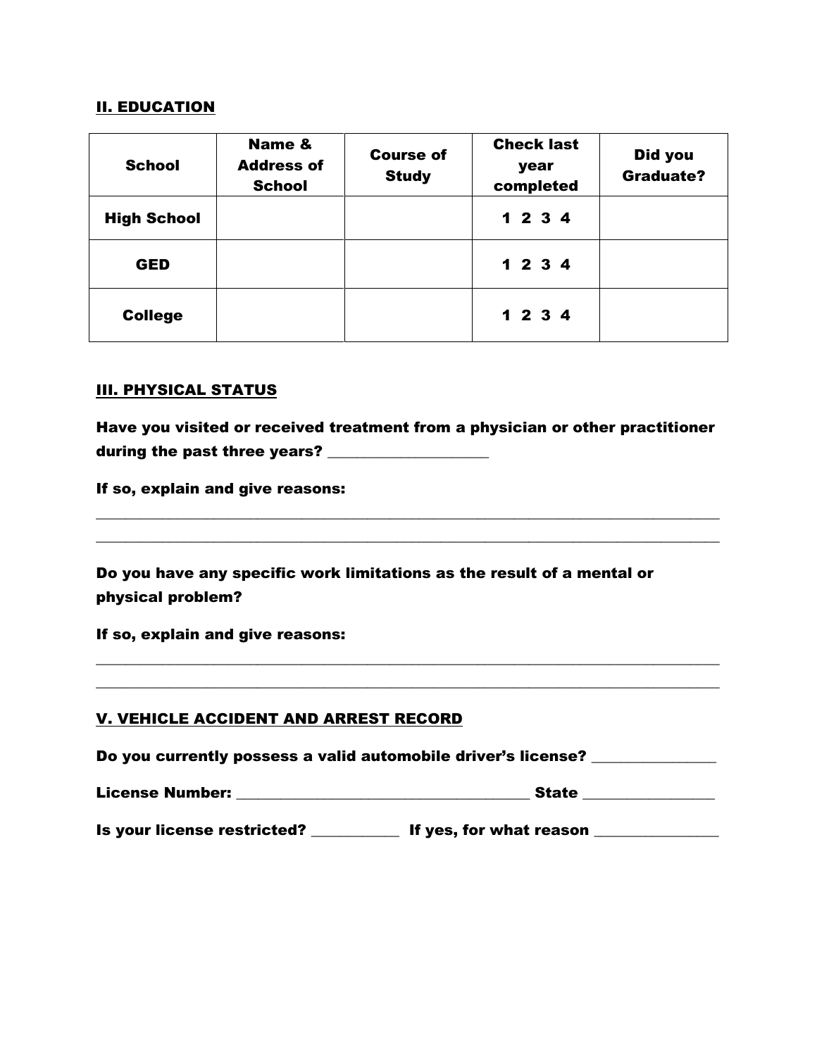## II. EDUCATION

| School | Name & Address of School | Course of Study | Check last year completed | Did you Graduate? |
|---|---|---|---|---|
| **High School** | | | 1 2 3 4 | |
| **GED** | | | 1 2 3 4 | |
| **College** | | | 1 2 3 4 | |

## III. PHYSICAL STATUS

**Have you visited or received treatment from a physician or other practitioner during the past three years? ____________________**

**If so, explain and give reasons:**

________________________________________________________________________________

________________________________________________________________________________

**Do you have any specific work limitations as the result of a mental or physical problem?**

**If so, explain and give reasons:**

________________________________________________________________________________

________________________________________________________________________________

## V. VEHICLE ACCIDENT AND ARREST RECORD

**Do you currently possess a valid automobile driver's license? _______________**

**License Number: ____________________________________ State _______________**

**Is your license restricted? __________ If yes, for what reason _______________**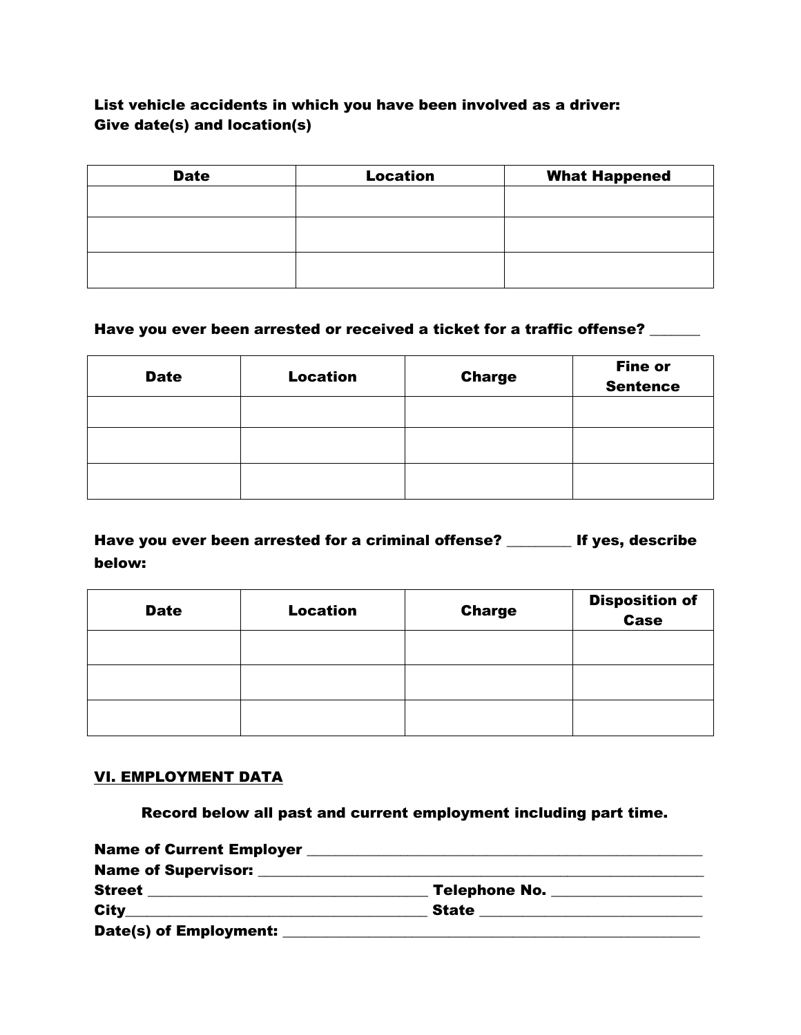**List vehicle accidents in which you have been involved as a driver:**
**Give date(s) and location(s)**

| Date | Location | What Happened |
|---|---|---|
| | | |
| | | |
| | | |

**Have you ever been arrested or received a ticket for a traffic offense? _______**

| Date | Location | Charge | Fine or Sentence |
|---|---|---|---|
| | | | |
| | | | |
| | | | |

**Have you ever been arrested for a criminal offense? _________ If yes, describe below:**

| Date | Location | Charge | Disposition of Case |
|---|---|---|---|
| | | | |
| | | | |
| | | | |

## VI. EMPLOYMENT DATA

**Record below all past and current employment including part time.**

**Name of Current Employer** ____________________________________________________
**Name of Supervisor:** _______________________________________________________
**Street** ____________________________________ **Telephone No.** __________________
**City**______________________________________ **State** ____________________________
**Date(s) of Employment:** _____________________________________________________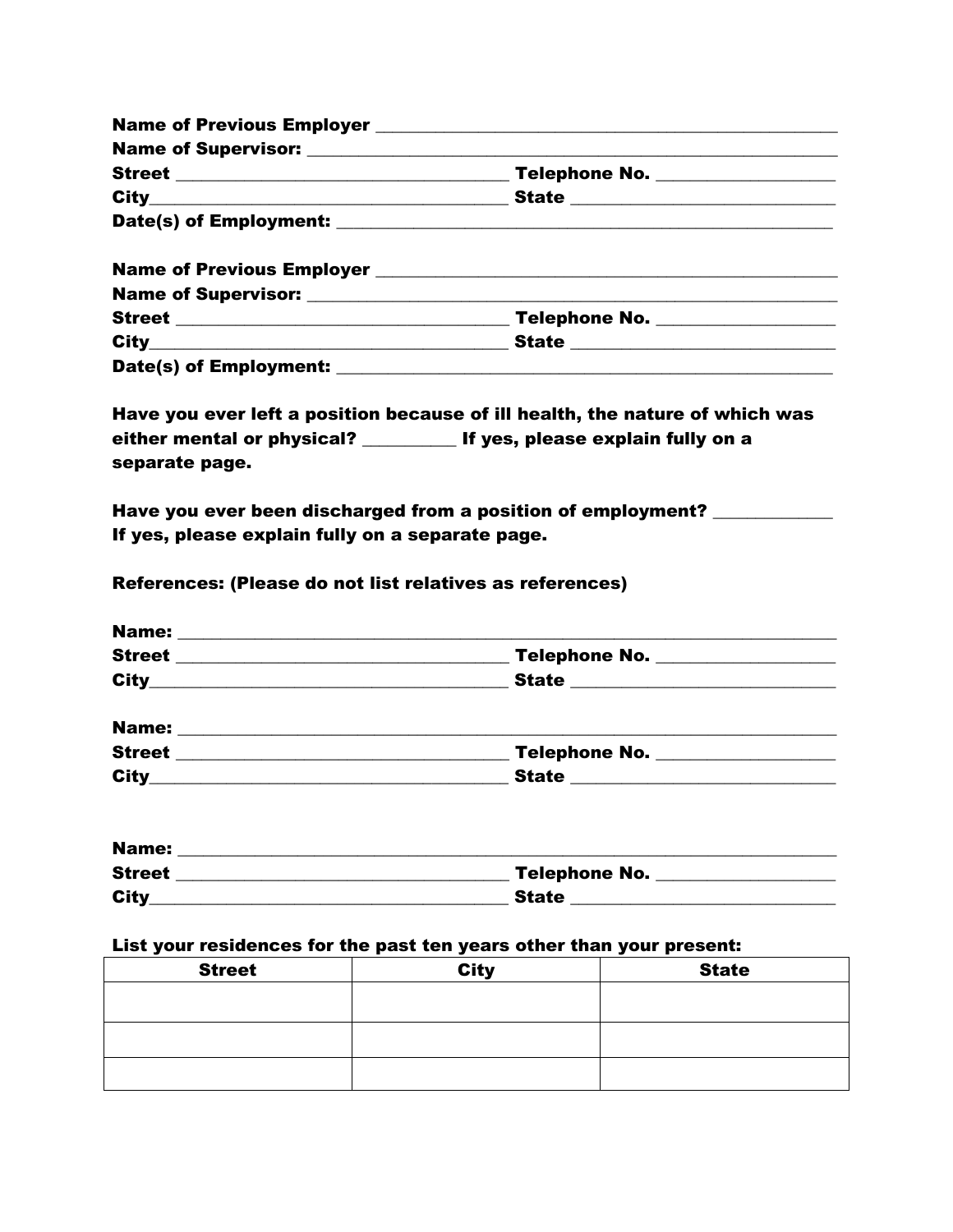**Name of Previous Employer** ____________________________________________________
**Name of Supervisor:** _________________________________________________________
**Street** __________________________________ **Telephone No.** __________________
**City**____________________________________ **State** ___________________________
**Date(s) of Employment:** ____________________________________________________

**Name of Previous Employer** ____________________________________________________
**Name of Supervisor:** _________________________________________________________
**Street** __________________________________ **Telephone No.** __________________
**City**____________________________________ **State** ___________________________
**Date(s) of Employment:** ____________________________________________________

**Have you ever left a position because of ill health, the nature of which was either mental or physical?** __________ **If yes, please explain fully on a separate page.**

**Have you ever been discharged from a position of employment?** _____________ **If yes, please explain fully on a separate page.**

**References: (Please do not list relatives as references)**

**Name:** _____________________________________________________________________
**Street** __________________________________ **Telephone No.** __________________
**City**____________________________________ **State** ___________________________

**Name:** _____________________________________________________________________
**Street** __________________________________ **Telephone No.** __________________
**City**____________________________________ **State** ___________________________

**Name:** _____________________________________________________________________
**Street** __________________________________ **Telephone No.** __________________
**City**____________________________________ **State** ___________________________

**List your residences for the past ten years other than your present:**

| Street | City | State |
|---|---|---|
| | | |
| | | |
| | | |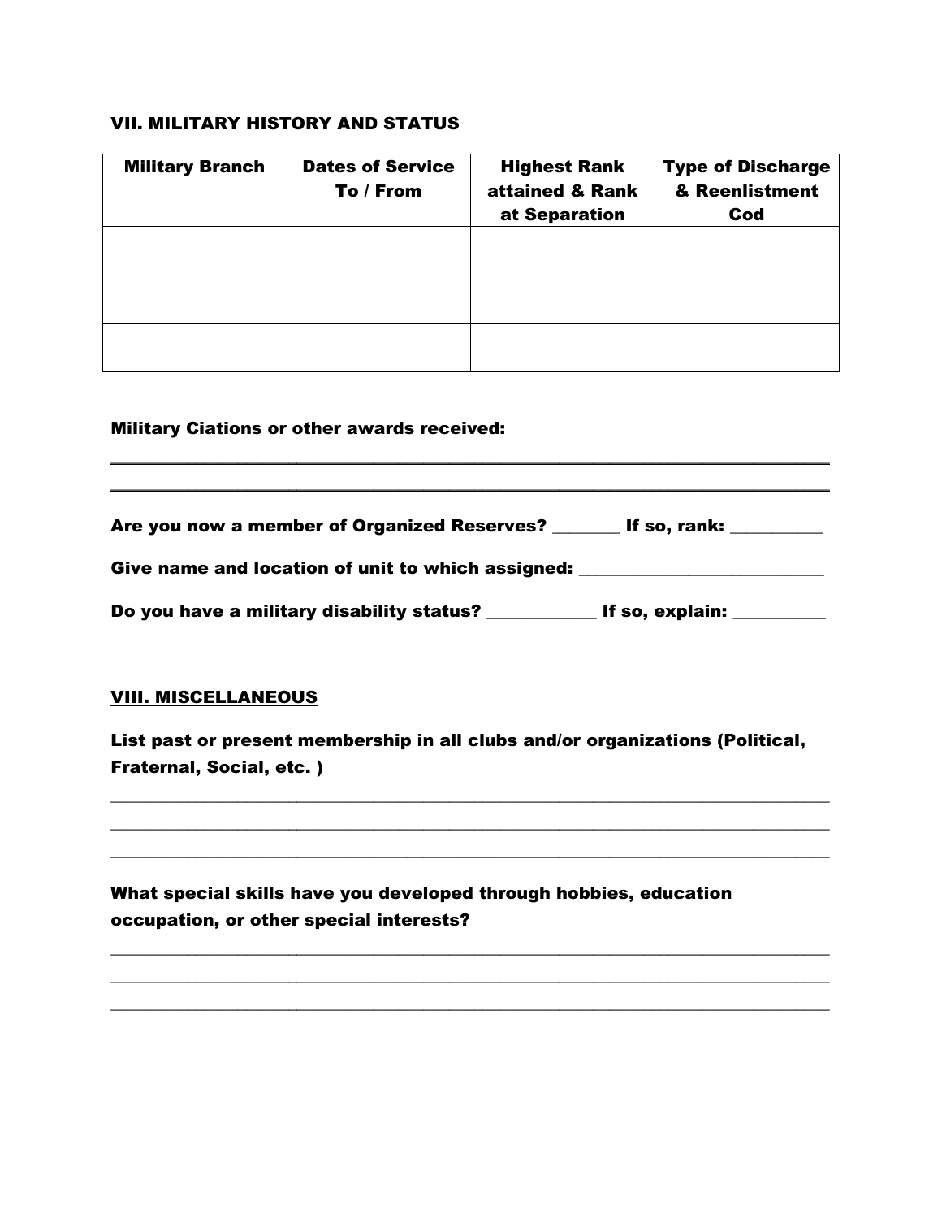## VII. MILITARY HISTORY AND STATUS

| Military Branch | Dates of Service To / From | Highest Rank attained & Rank at Separation | Type of Discharge & Reenlistment Cod |
|---|---|---|---|
| | | | |
| | | | |
| | | | |

**Military Ciations or other awards received:**

______________________________________________________________________________

______________________________________________________________________________

**Are you now a member of Organized Reserves?** ________ **If so, rank:** __________

**Give name and location of unit to which assigned:** ___________________________

**Do you have a military disability status?** ____________ **If so, explain:** __________

## VIII. MISCELLANEOUS

**List past or present membership in all clubs and/or organizations (Political, Fraternal, Social, etc. )**

______________________________________________________________________________

______________________________________________________________________________

______________________________________________________________________________

**What special skills have you developed through hobbies, education occupation, or other special interests?**

______________________________________________________________________________

______________________________________________________________________________

______________________________________________________________________________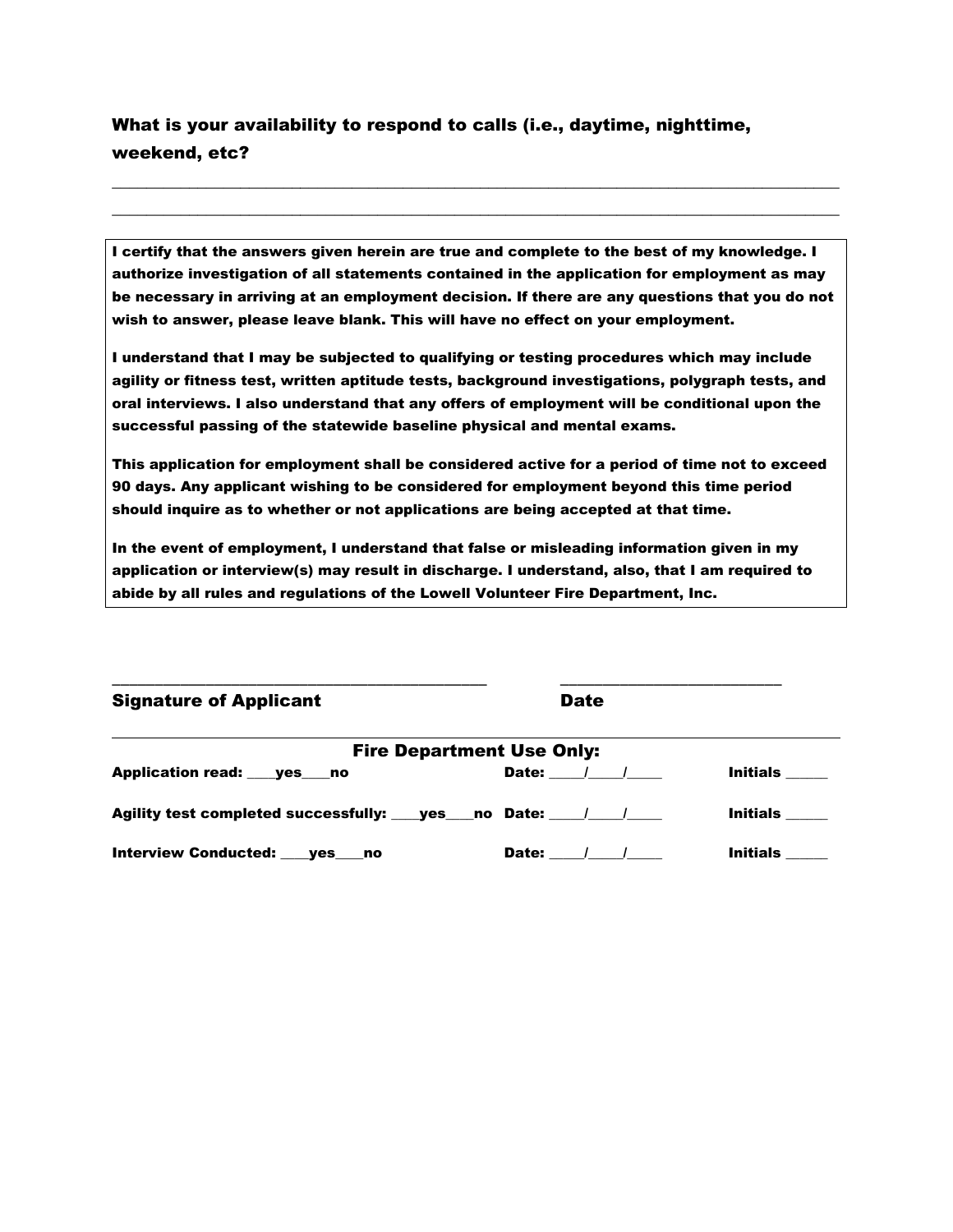**What is your availability to respond to calls (i.e., daytime, nighttime, weekend, etc?**

\_\_\_\_\_\_\_\_\_\_\_\_\_\_\_\_\_\_\_\_\_\_\_\_\_\_\_\_\_\_\_\_\_\_\_\_\_\_\_\_\_\_\_\_\_\_\_\_\_\_\_\_\_\_\_\_\_\_\_\_\_\_\_\_\_\_\_\_\_\_\_\_\_\_\_\_

\_\_\_\_\_\_\_\_\_\_\_\_\_\_\_\_\_\_\_\_\_\_\_\_\_\_\_\_\_\_\_\_\_\_\_\_\_\_\_\_\_\_\_\_\_\_\_\_\_\_\_\_\_\_\_\_\_\_\_\_\_\_\_\_\_\_\_\_\_\_\_\_\_\_\_\_

**I certify that the answers given herein are true and complete to the best of my knowledge. I authorize investigation of all statements contained in the application for employment as may be necessary in arriving at an employment decision. If there are any questions that you do not wish to answer, please leave blank. This will have no effect on your employment.**

**I understand that I may be subjected to qualifying or testing procedures which may include agility or fitness test, written aptitude tests, background investigations, polygraph tests, and oral interviews. I also understand that any offers of employment will be conditional upon the successful passing of the statewide baseline physical and mental exams.**

**This application for employment shall be considered active for a period of time not to exceed 90 days. Any applicant wishing to be considered for employment beyond this time period should inquire as to whether or not applications are being accepted at that time.**

**In the event of employment, I understand that false or misleading information given in my application or interview(s) may result in discharge. I understand, also, that I am required to abide by all rules and regulations of the Lowell Volunteer Fire Department, Inc.**

\_\_\_\_\_\_\_\_\_\_\_\_\_\_\_\_\_\_\_\_\_\_\_\_\_\_\_\_\_\_\_\_\_\_\_\_\_\_\_\_ \_\_\_\_\_\_\_\_\_\_\_\_\_\_\_\_\_\_\_\_\_\_\_\_\_\_

Signature of Applicant Date

---

Fire Department Use Only:

**Application read: \_\_\_\_yes\_\_\_\_no** **Date: \_\_\_\_\_/\_\_\_\_\_/\_\_\_\_\_** **Initials \_\_\_\_\_\_**

**Agility test completed successfully: \_\_\_\_yes\_\_\_\_no** **Date: \_\_\_\_\_/\_\_\_\_\_/\_\_\_\_\_** **Initials \_\_\_\_\_\_**

**Interview Conducted: \_\_\_\_yes\_\_\_\_no** **Date: \_\_\_\_\_/\_\_\_\_\_/\_\_\_\_\_** **Initials \_\_\_\_\_\_**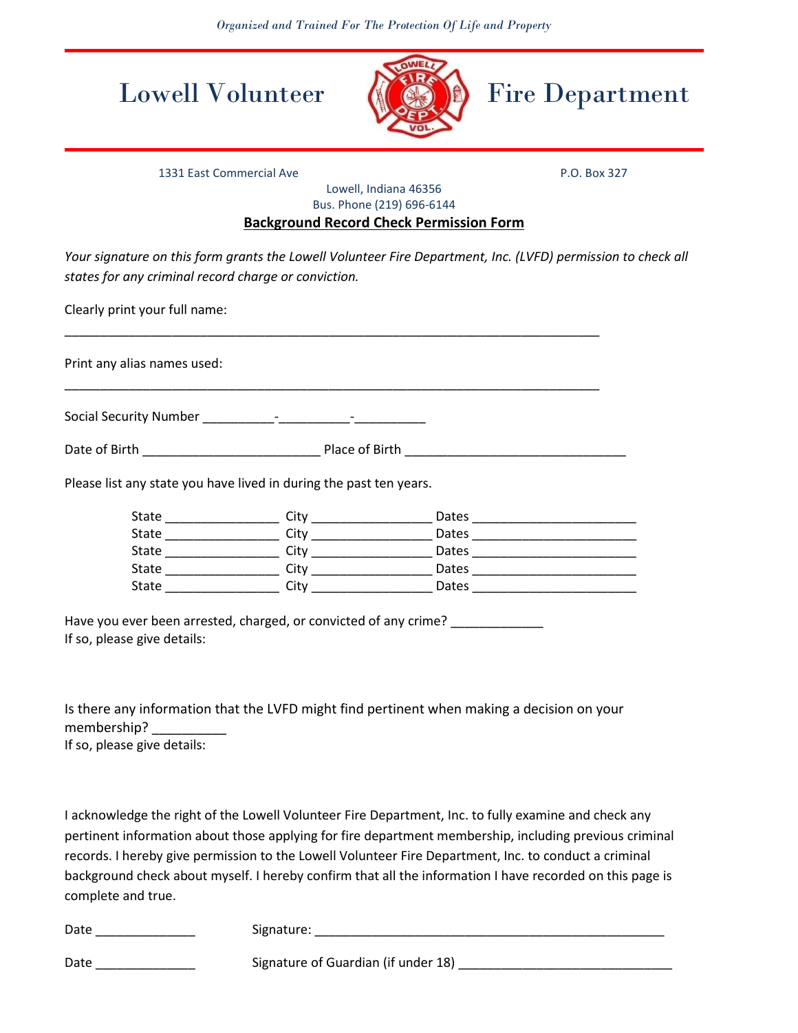*Organized and Trained For The Protection Of Life and Property*

# Lowell Volunteer Fire Department

1331 East Commercial Ave

P.O. Box 327

Lowell, Indiana 46356

Bus. Phone (219) 696-6144

**Background Record Check Permission Form**

*Your signature on this form grants the Lowell Volunteer Fire Department, Inc. (LVFD) permission to check all states for any criminal record charge or conviction.*

Clearly print your full name:

_____________________________________________________________________________

Print any alias names used:

_____________________________________________________________________________

Social Security Number __________-__________-__________

Date of Birth ________________________ Place of Birth ______________________________

Please list any state you have lived in during the past ten years.

State _______________ City ________________ Dates ______________________
State _______________ City ________________ Dates ______________________
State _______________ City ________________ Dates ______________________
State _______________ City ________________ Dates ______________________
State _______________ City ________________ Dates ______________________

Have you ever been arrested, charged, or convicted of any crime? ____________
If so, please give details:

Is there any information that the LVFD might find pertinent when making a decision on your membership? __________
If so, please give details:

I acknowledge the right of the Lowell Volunteer Fire Department, Inc. to fully examine and check any pertinent information about those applying for fire department membership, including previous criminal records. I hereby give permission to the Lowell Volunteer Fire Department, Inc. to conduct a criminal background check about myself. I hereby confirm that all the information I have recorded on this page is complete and true.

Date ______________ Signature: __________________________________________________

Date ______________ Signature of Guardian (if under 18) _____________________________